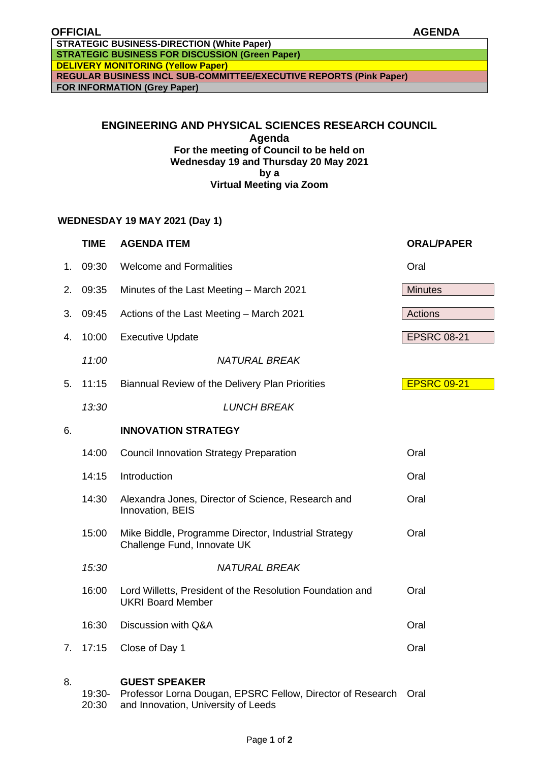**OFFICIAL** **AGENDA**

| |
|---|
| **STRATEGIC BUSINESS-DIRECTION (White Paper)** |
| **STRATEGIC BUSINESS FOR DISCUSSION (Green Paper)** |
| **DELIVERY MONITORING (Yellow Paper)** |
| **REGULAR BUSINESS INCL SUB-COMMITTEE/EXECUTIVE REPORTS (Pink Paper)** |
| **FOR INFORMATION (Grey Paper)** |

**ENGINEERING AND PHYSICAL SCIENCES RESEARCH COUNCIL**
**Agenda**
**For the meeting of Council to be held on**
**Wednesday 19 and Thursday 20 May 2021**
**by a**
**Virtual Meeting via Zoom**

**WEDNESDAY 19 MAY 2021 (Day 1)**

| | TIME | AGENDA ITEM | ORAL/PAPER |
|---|---|---|---|
| 1. | 09:30 | Welcome and Formalities | Oral |
| 2. | 09:35 | Minutes of the Last Meeting – March 2021 | Minutes |
| 3. | 09:45 | Actions of the Last Meeting – March 2021 | Actions |
| 4. | 10:00 | Executive Update | EPSRC 08-21 |
| | *11:00* | *NATURAL BREAK* | |
| 5. | 11:15 | Biannual Review of the Delivery Plan Priorities | EPSRC 09-21 |
| | *13:30* | *LUNCH BREAK* | |
| 6. | | **INNOVATION STRATEGY** | |
| | 14:00 | Council Innovation Strategy Preparation | Oral |
| | 14:15 | Introduction | Oral |
| | 14:30 | Alexandra Jones, Director of Science, Research and Innovation, BEIS | Oral |
| | 15:00 | Mike Biddle, Programme Director, Industrial Strategy Challenge Fund, Innovate UK | Oral |
| | *15:30* | *NATURAL BREAK* | |
| | 16:00 | Lord Willetts, President of the Resolution Foundation and UKRI Board Member | Oral |
| | 16:30 | Discussion with Q&A | Oral |
| 7. | 17:15 | Close of Day 1 | Oral |
| 8. | 19:30-20:30 | **GUEST SPEAKER** Professor Lorna Dougan, EPSRC Fellow, Director of Research and Innovation, University of Leeds | Oral |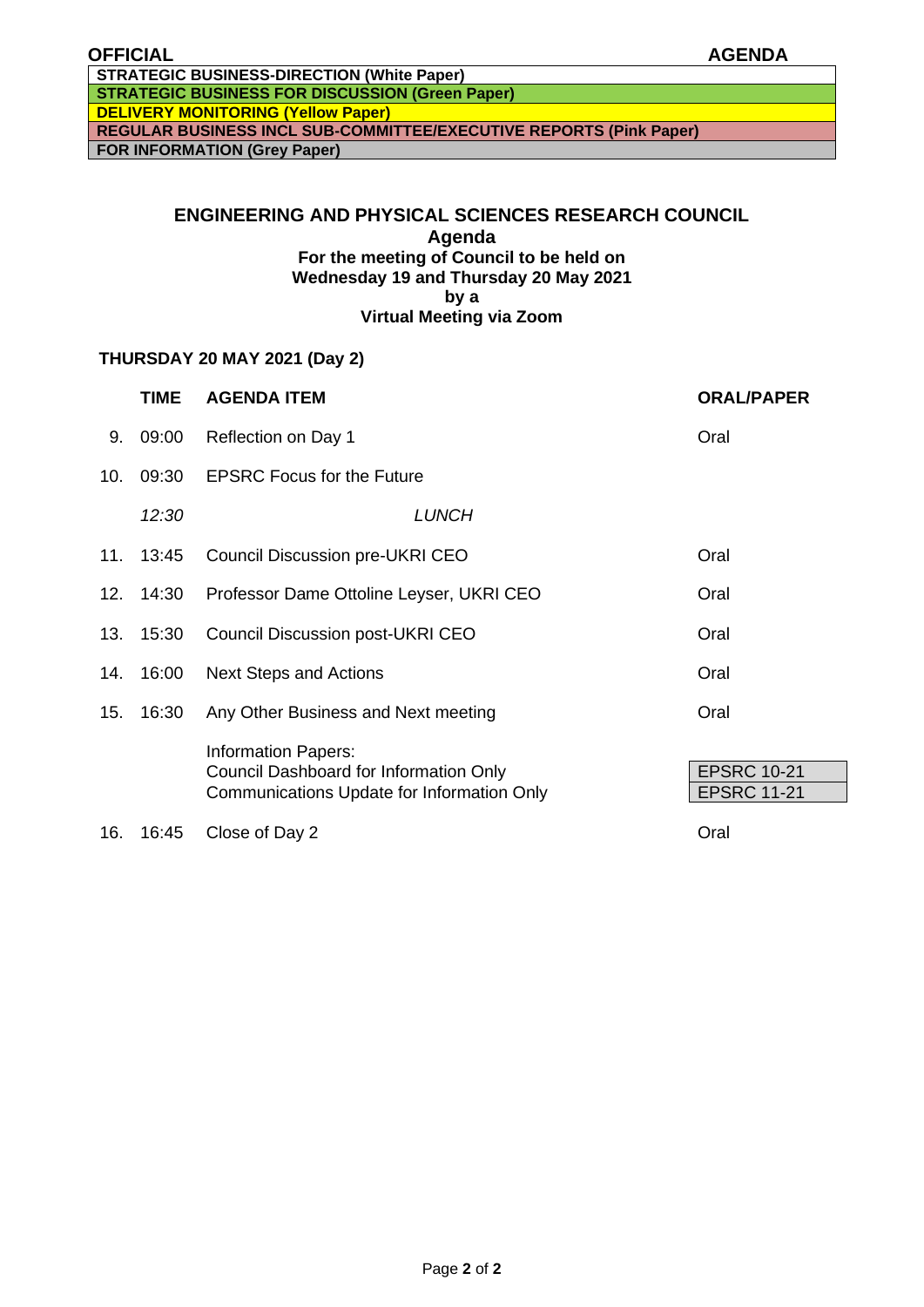**OFFICIAL** **AGENDA**

| |
|---|
| **STRATEGIC BUSINESS-DIRECTION (White Paper)** |
| **STRATEGIC BUSINESS FOR DISCUSSION (Green Paper)** |
| **DELIVERY MONITORING (Yellow Paper)** |
| **REGULAR BUSINESS INCL SUB-COMMITTEE/EXECUTIVE REPORTS (Pink Paper)** |
| **FOR INFORMATION (Grey Paper)** |

## ENGINEERING AND PHYSICAL SCIENCES RESEARCH COUNCIL

**Agenda**
**For the meeting of Council to be held on**
**Wednesday 19 and Thursday 20 May 2021**
**by a**
**Virtual Meeting via Zoom**

**THURSDAY 20 MAY 2021 (Day 2)**

| | TIME | AGENDA ITEM | ORAL/PAPER |
|---|---|---|---|
| 9. | 09:00 | Reflection on Day 1 | Oral |
| 10. | 09:30 | EPSRC Focus for the Future | |
| | *12:30* | *LUNCH* | |
| 11. | 13:45 | Council Discussion pre-UKRI CEO | Oral |
| 12. | 14:30 | Professor Dame Ottoline Leyser, UKRI CEO | Oral |
| 13. | 15:30 | Council Discussion post-UKRI CEO | Oral |
| 14. | 16:00 | Next Steps and Actions | Oral |
| 15. | 16:30 | Any Other Business and Next meeting | Oral |
| | | Information Papers: | |
| | | Council Dashboard for Information Only | EPSRC 10-21 |
| | | Communications Update for Information Only | EPSRC 11-21 |
| 16. | 16:45 | Close of Day 2 | Oral |